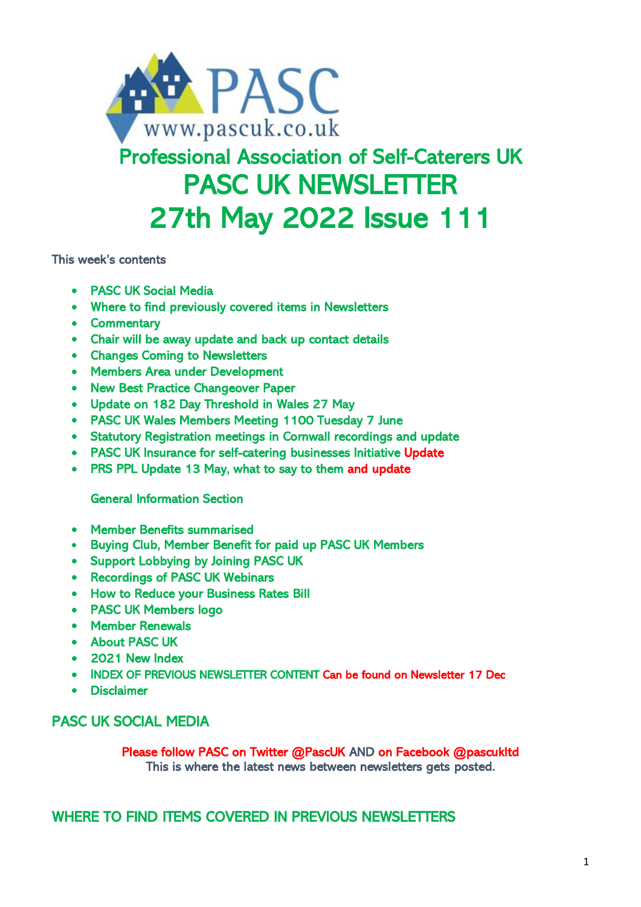PASC
www.pascuk.co.uk

# Professional Association of Self-Caterers UK

# PASC UK NEWSLETTER

# 27th May 2022 Issue 111

This week's contents

- PASC UK Social Media
- Where to find previously covered items in Newsletters
- Commentary
- Chair will be away update and back up contact details
- Changes Coming to Newsletters
- Members Area under Development
- New Best Practice Changeover Paper
- Update on 182 Day Threshold in Wales 27 May
- PASC UK Wales Members Meeting 1100 Tuesday 7 June
- Statutory Registration meetings in Cornwall recordings and update
- PASC UK Insurance for self-catering businesses Initiative Update
- PRS PPL Update 13 May, what to say to them and update

General Information Section

- Member Benefits summarised
- Buying Club, Member Benefit for paid up PASC UK Members
- Support Lobbying by Joining PASC UK
- Recordings of PASC UK Webinars
- How to Reduce your Business Rates Bill
- PASC UK Members logo
- Member Renewals
- About PASC UK
- 2021 New Index
- INDEX OF PREVIOUS NEWSLETTER CONTENT Can be found on Newsletter 17 Dec
- Disclaimer

## PASC UK SOCIAL MEDIA

Please follow PASC on Twitter @PascUK AND on Facebook @pascukltd
This is where the latest news between newsletters gets posted.

## WHERE TO FIND ITEMS COVERED IN PREVIOUS NEWSLETTERS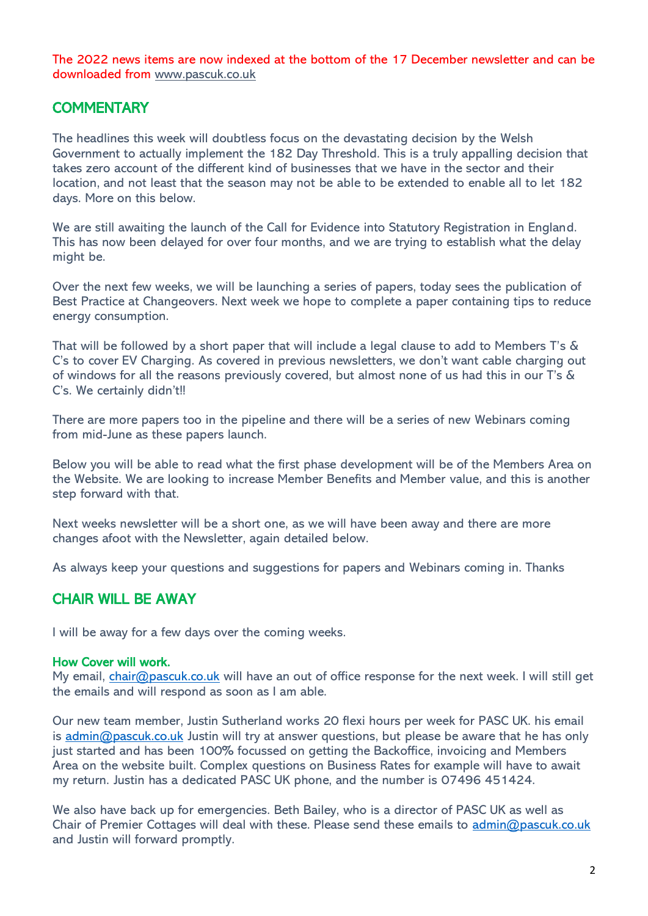The 2022 news items are now indexed at the bottom of the 17 December newsletter and can be downloaded from www.pascuk.co.uk

## COMMENTARY

The headlines this week will doubtless focus on the devastating decision by the Welsh Government to actually implement the 182 Day Threshold. This is a truly appalling decision that takes zero account of the different kind of businesses that we have in the sector and their location, and not least that the season may not be able to be extended to enable all to let 182 days. More on this below.

We are still awaiting the launch of the Call for Evidence into Statutory Registration in England. This has now been delayed for over four months, and we are trying to establish what the delay might be.

Over the next few weeks, we will be launching a series of papers, today sees the publication of Best Practice at Changeovers. Next week we hope to complete a paper containing tips to reduce energy consumption.

That will be followed by a short paper that will include a legal clause to add to Members T's & C's to cover EV Charging. As covered in previous newsletters, we don't want cable charging out of windows for all the reasons previously covered, but almost none of us had this in our T's & C's. We certainly didn't!!

There are more papers too in the pipeline and there will be a series of new Webinars coming from mid-June as these papers launch.

Below you will be able to read what the first phase development will be of the Members Area on the Website. We are looking to increase Member Benefits and Member value, and this is another step forward with that.

Next weeks newsletter will be a short one, as we will have been away and there are more changes afoot with the Newsletter, again detailed below.

As always keep your questions and suggestions for papers and Webinars coming in. Thanks

## CHAIR WILL BE AWAY

I will be away for a few days over the coming weeks.

### How Cover will work.

My email, chair@pascuk.co.uk will have an out of office response for the next week. I will still get the emails and will respond as soon as I am able.

Our new team member, Justin Sutherland works 20 flexi hours per week for PASC UK. his email is admin@pascuk.co.uk Justin will try at answer questions, but please be aware that he has only just started and has been 100% focussed on getting the Backoffice, invoicing and Members Area on the website built. Complex questions on Business Rates for example will have to await my return. Justin has a dedicated PASC UK phone, and the number is 07496 451424.

We also have back up for emergencies. Beth Bailey, who is a director of PASC UK as well as Chair of Premier Cottages will deal with these. Please send these emails to admin@pascuk.co.uk and Justin will forward promptly.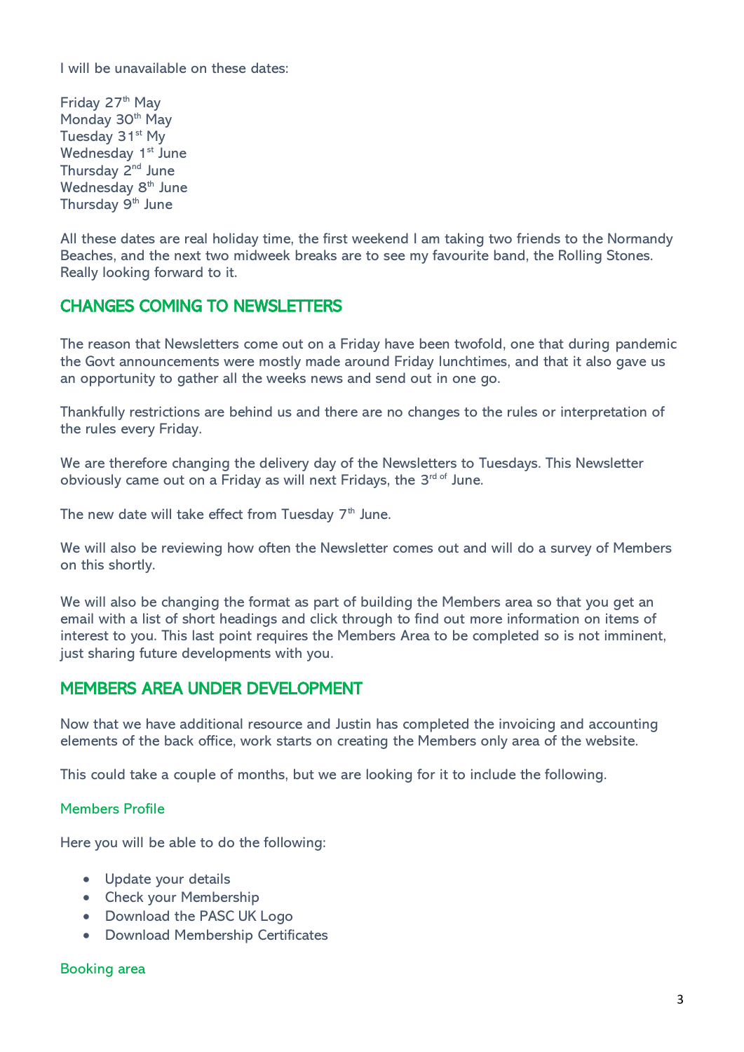I will be unavailable on these dates:

Friday 27th May
Monday 30th May
Tuesday 31st My
Wednesday 1st June
Thursday 2nd June
Wednesday 8th June
Thursday 9th June

All these dates are real holiday time, the first weekend I am taking two friends to the Normandy Beaches, and the next two midweek breaks are to see my favourite band, the Rolling Stones. Really looking forward to it.

## CHANGES COMING TO NEWSLETTERS

The reason that Newsletters come out on a Friday have been twofold, one that during pandemic the Govt announcements were mostly made around Friday lunchtimes, and that it also gave us an opportunity to gather all the weeks news and send out in one go.

Thankfully restrictions are behind us and there are no changes to the rules or interpretation of the rules every Friday.

We are therefore changing the delivery day of the Newsletters to Tuesdays. This Newsletter obviously came out on a Friday as will next Fridays, the 3rd of June.

The new date will take effect from Tuesday 7th June.

We will also be reviewing how often the Newsletter comes out and will do a survey of Members on this shortly.

We will also be changing the format as part of building the Members area so that you get an email with a list of short headings and click through to find out more information on items of interest to you. This last point requires the Members Area to be completed so is not imminent, just sharing future developments with you.

## MEMBERS AREA UNDER DEVELOPMENT

Now that we have additional resource and Justin has completed the invoicing and accounting elements of the back office, work starts on creating the Members only area of the website.

This could take a couple of months, but we are looking for it to include the following.

### Members Profile

Here you will be able to do the following:

- Update your details
- Check your Membership
- Download the PASC UK Logo
- Download Membership Certificates

### Booking area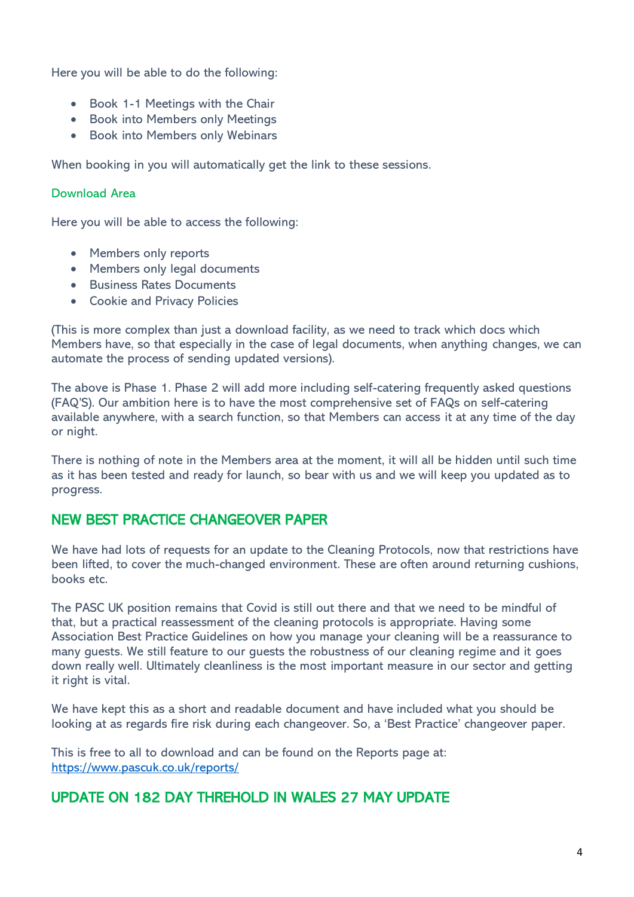Here you will be able to do the following:

- Book 1-1 Meetings with the Chair
- Book into Members only Meetings
- Book into Members only Webinars

When booking in you will automatically get the link to these sessions.

### Download Area

Here you will be able to access the following:

- Members only reports
- Members only legal documents
- Business Rates Documents
- Cookie and Privacy Policies

(This is more complex than just a download facility, as we need to track which docs which Members have, so that especially in the case of legal documents, when anything changes, we can automate the process of sending updated versions).

The above is Phase 1. Phase 2 will add more including self-catering frequently asked questions (FAQ'S). Our ambition here is to have the most comprehensive set of FAQs on self-catering available anywhere, with a search function, so that Members can access it at any time of the day or night.

There is nothing of note in the Members area at the moment, it will all be hidden until such time as it has been tested and ready for launch, so bear with us and we will keep you updated as to progress.

## NEW BEST PRACTICE CHANGEOVER PAPER

We have had lots of requests for an update to the Cleaning Protocols, now that restrictions have been lifted, to cover the much-changed environment. These are often around returning cushions, books etc.

The PASC UK position remains that Covid is still out there and that we need to be mindful of that, but a practical reassessment of the cleaning protocols is appropriate. Having some Association Best Practice Guidelines on how you manage your cleaning will be a reassurance to many guests. We still feature to our guests the robustness of our cleaning regime and it goes down really well. Ultimately cleanliness is the most important measure in our sector and getting it right is vital.

We have kept this as a short and readable document and have included what you should be looking at as regards fire risk during each changeover. So, a 'Best Practice' changeover paper.

This is free to all to download and can be found on the Reports page at: https://www.pascuk.co.uk/reports/

## UPDATE ON 182 DAY THREHOLD IN WALES 27 MAY UPDATE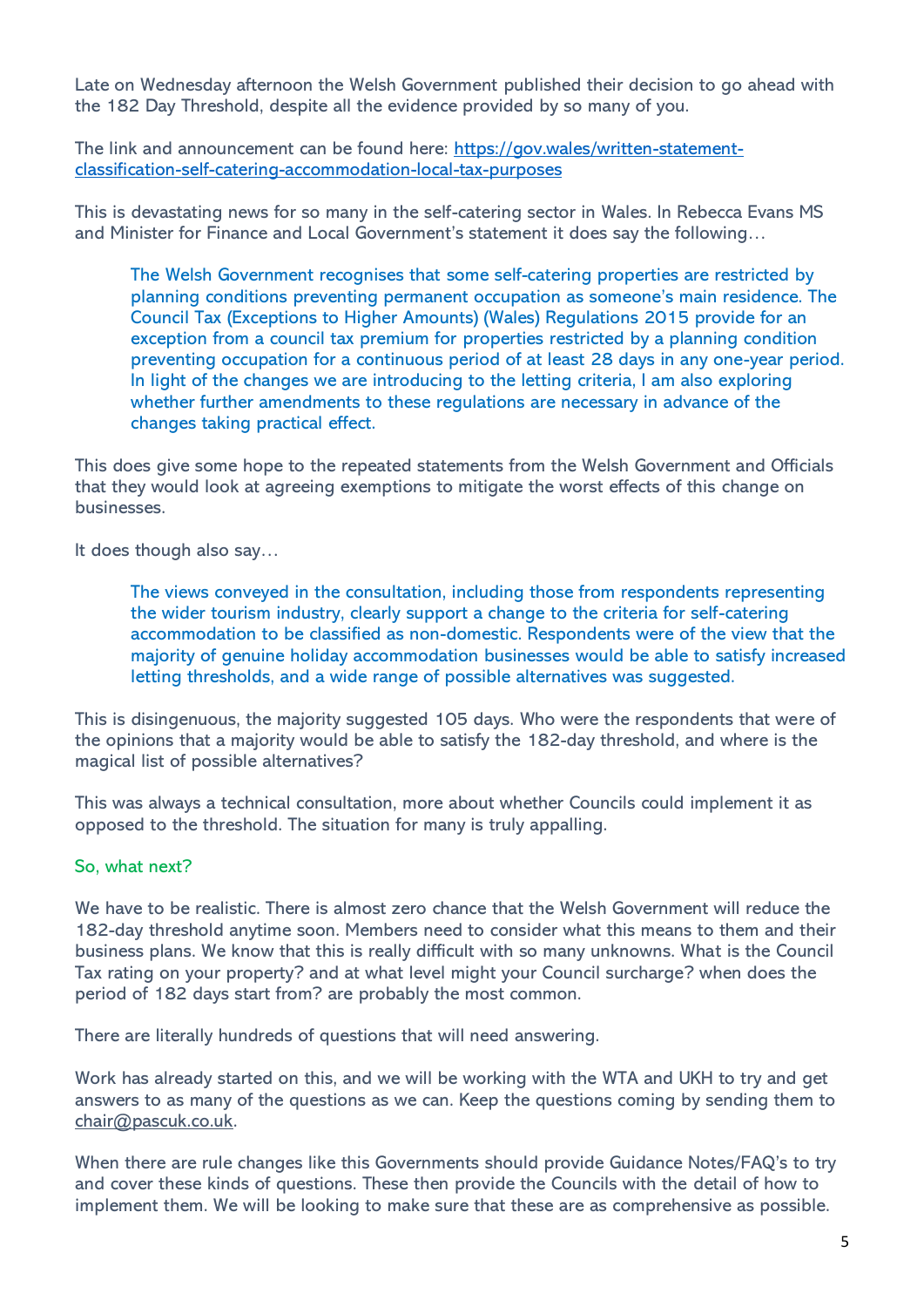Late on Wednesday afternoon the Welsh Government published their decision to go ahead with the 182 Day Threshold, despite all the evidence provided by so many of you.

The link and announcement can be found here: [https://gov.wales/written-statement-classification-self-catering-accommodation-local-tax-purposes](https://gov.wales/written-statement-classification-self-catering-accommodation-local-tax-purposes)

This is devastating news for so many in the self-catering sector in Wales. In Rebecca Evans MS and Minister for Finance and Local Government's statement it does say the following…

> The Welsh Government recognises that some self-catering properties are restricted by planning conditions preventing permanent occupation as someone's main residence. The Council Tax (Exceptions to Higher Amounts) (Wales) Regulations 2015 provide for an exception from a council tax premium for properties restricted by a planning condition preventing occupation for a continuous period of at least 28 days in any one-year period. In light of the changes we are introducing to the letting criteria, I am also exploring whether further amendments to these regulations are necessary in advance of the changes taking practical effect.

This does give some hope to the repeated statements from the Welsh Government and Officials that they would look at agreeing exemptions to mitigate the worst effects of this change on businesses.

It does though also say…

> The views conveyed in the consultation, including those from respondents representing the wider tourism industry, clearly support a change to the criteria for self-catering accommodation to be classified as non-domestic. Respondents were of the view that the majority of genuine holiday accommodation businesses would be able to satisfy increased letting thresholds, and a wide range of possible alternatives was suggested.

This is disingenuous, the majority suggested 105 days. Who were the respondents that were of the opinions that a majority would be able to satisfy the 182-day threshold, and where is the magical list of possible alternatives?

This was always a technical consultation, more about whether Councils could implement it as opposed to the threshold. The situation for many is truly appalling.

## So, what next?

We have to be realistic. There is almost zero chance that the Welsh Government will reduce the 182-day threshold anytime soon. Members need to consider what this means to them and their business plans. We know that this is really difficult with so many unknowns. What is the Council Tax rating on your property? and at what level might your Council surcharge? when does the period of 182 days start from? are probably the most common.

There are literally hundreds of questions that will need answering.

Work has already started on this, and we will be working with the WTA and UKH to try and get answers to as many of the questions as we can. Keep the questions coming by sending them to chair@pascuk.co.uk.

When there are rule changes like this Governments should provide Guidance Notes/FAQ's to try and cover these kinds of questions. These then provide the Councils with the detail of how to implement them. We will be looking to make sure that these are as comprehensive as possible.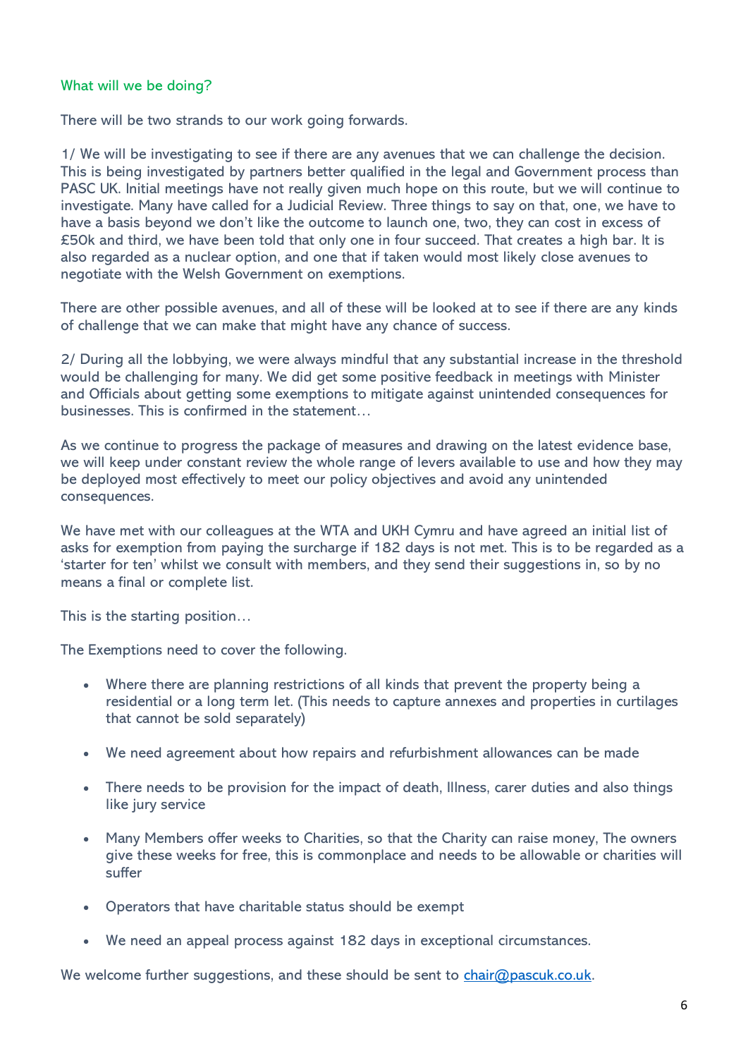## What will we be doing?

There will be two strands to our work going forwards.

1/ We will be investigating to see if there are any avenues that we can challenge the decision. This is being investigated by partners better qualified in the legal and Government process than PASC UK. Initial meetings have not really given much hope on this route, but we will continue to investigate. Many have called for a Judicial Review. Three things to say on that, one, we have to have a basis beyond we don't like the outcome to launch one, two, they can cost in excess of £50k and third, we have been told that only one in four succeed. That creates a high bar. It is also regarded as a nuclear option, and one that if taken would most likely close avenues to negotiate with the Welsh Government on exemptions.

There are other possible avenues, and all of these will be looked at to see if there are any kinds of challenge that we can make that might have any chance of success.

2/ During all the lobbying, we were always mindful that any substantial increase in the threshold would be challenging for many. We did get some positive feedback in meetings with Minister and Officials about getting some exemptions to mitigate against unintended consequences for businesses. This is confirmed in the statement…

As we continue to progress the package of measures and drawing on the latest evidence base, we will keep under constant review the whole range of levers available to use and how they may be deployed most effectively to meet our policy objectives and avoid any unintended consequences.

We have met with our colleagues at the WTA and UKH Cymru and have agreed an initial list of asks for exemption from paying the surcharge if 182 days is not met. This is to be regarded as a 'starter for ten' whilst we consult with members, and they send their suggestions in, so by no means a final or complete list.

This is the starting position…

The Exemptions need to cover the following.

- Where there are planning restrictions of all kinds that prevent the property being a residential or a long term let. (This needs to capture annexes and properties in curtilages that cannot be sold separately)
- We need agreement about how repairs and refurbishment allowances can be made
- There needs to be provision for the impact of death, Illness, carer duties and also things like jury service
- Many Members offer weeks to Charities, so that the Charity can raise money, The owners give these weeks for free, this is commonplace and needs to be allowable or charities will suffer
- Operators that have charitable status should be exempt
- We need an appeal process against 182 days in exceptional circumstances.

We welcome further suggestions, and these should be sent to chair@pascuk.co.uk.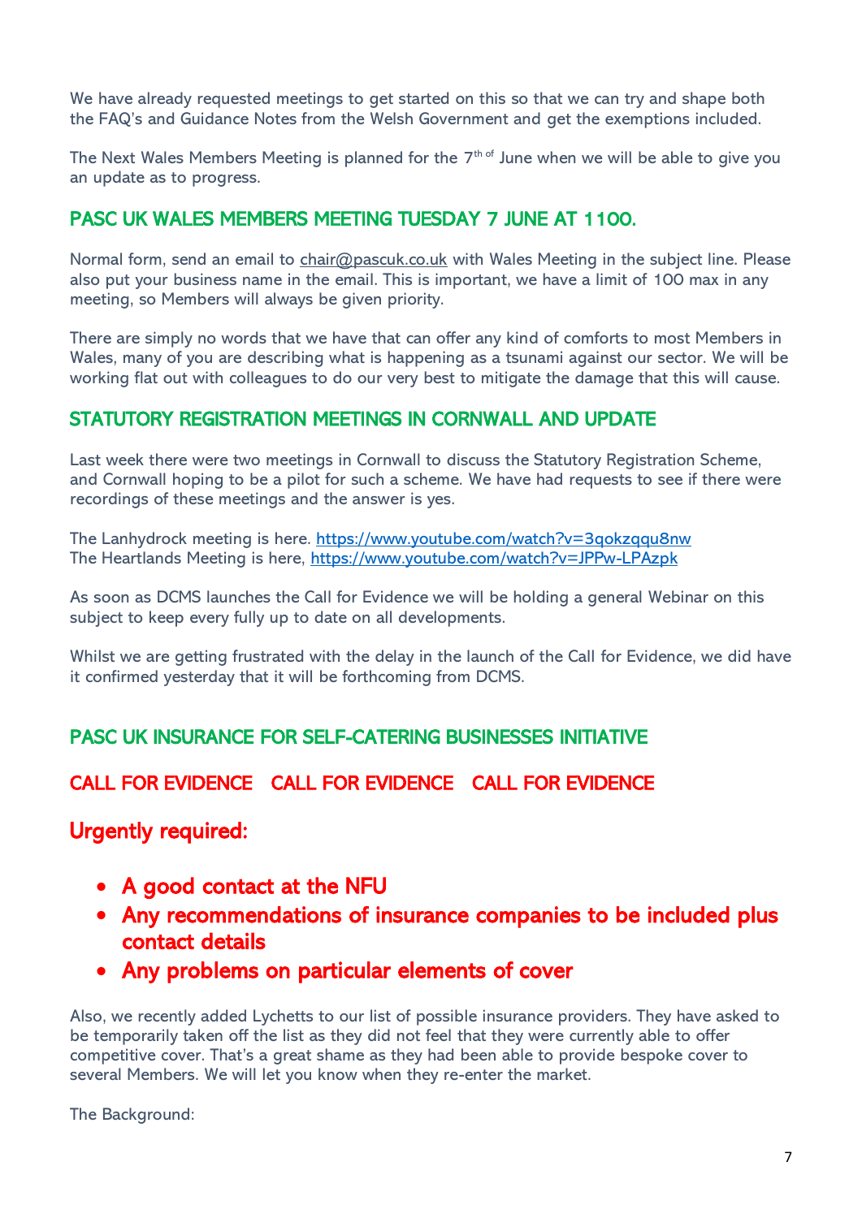We have already requested meetings to get started on this so that we can try and shape both the FAQ's and Guidance Notes from the Welsh Government and get the exemptions included.

The Next Wales Members Meeting is planned for the 7[th of] June when we will be able to give you an update as to progress.

## PASC UK WALES MEMBERS MEETING TUESDAY 7 JUNE AT 1100.

Normal form, send an email to chair@pascuk.co.uk with Wales Meeting in the subject line. Please also put your business name in the email. This is important, we have a limit of 100 max in any meeting, so Members will always be given priority.

There are simply no words that we have that can offer any kind of comforts to most Members in Wales, many of you are describing what is happening as a tsunami against our sector. We will be working flat out with colleagues to do our very best to mitigate the damage that this will cause.

## STATUTORY REGISTRATION MEETINGS IN CORNWALL AND UPDATE

Last week there were two meetings in Cornwall to discuss the Statutory Registration Scheme, and Cornwall hoping to be a pilot for such a scheme. We have had requests to see if there were recordings of these meetings and the answer is yes.

The Lanhydrock meeting is here. https://www.youtube.com/watch?v=3qokzqqu8nw
The Heartlands Meeting is here, https://www.youtube.com/watch?v=JPPw-LPAzpk

As soon as DCMS launches the Call for Evidence we will be holding a general Webinar on this subject to keep every fully up to date on all developments.

Whilst we are getting frustrated with the delay in the launch of the Call for Evidence, we did have it confirmed yesterday that it will be forthcoming from DCMS.

## PASC UK INSURANCE FOR SELF-CATERING BUSINESSES INITIATIVE

## CALL FOR EVIDENCE   CALL FOR EVIDENCE   CALL FOR EVIDENCE

## Urgently required:

- **A good contact at the NFU**
- **Any recommendations of insurance companies to be included plus contact details**
- **Any problems on particular elements of cover**

Also, we recently added Lychetts to our list of possible insurance providers. They have asked to be temporarily taken off the list as they did not feel that they were currently able to offer competitive cover. That's a great shame as they had been able to provide bespoke cover to several Members. We will let you know when they re-enter the market.

The Background: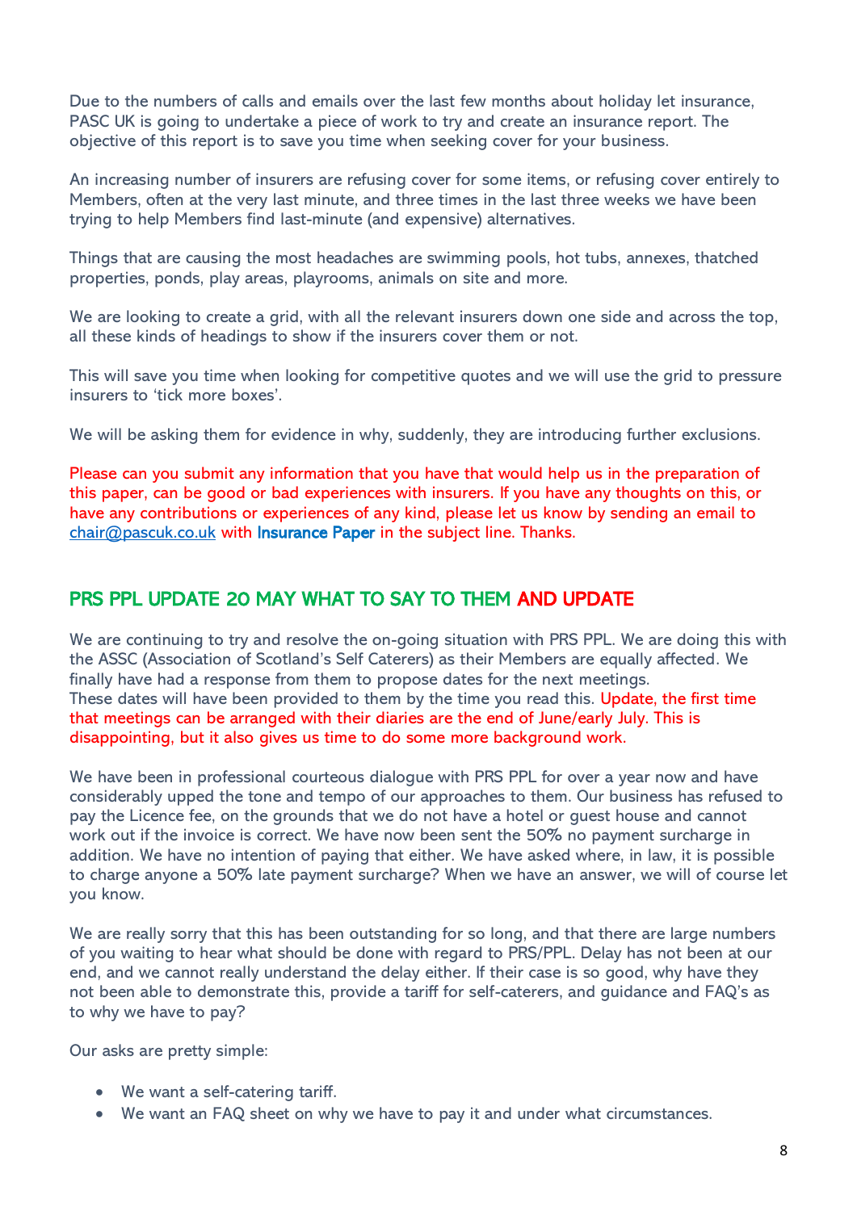Due to the numbers of calls and emails over the last few months about holiday let insurance, PASC UK is going to undertake a piece of work to try and create an insurance report. The objective of this report is to save you time when seeking cover for your business.

An increasing number of insurers are refusing cover for some items, or refusing cover entirely to Members, often at the very last minute, and three times in the last three weeks we have been trying to help Members find last-minute (and expensive) alternatives.

Things that are causing the most headaches are swimming pools, hot tubs, annexes, thatched properties, ponds, play areas, playrooms, animals on site and more.

We are looking to create a grid, with all the relevant insurers down one side and across the top, all these kinds of headings to show if the insurers cover them or not.

This will save you time when looking for competitive quotes and we will use the grid to pressure insurers to 'tick more boxes'.

We will be asking them for evidence in why, suddenly, they are introducing further exclusions.

Please can you submit any information that you have that would help us in the preparation of this paper, can be good or bad experiences with insurers. If you have any thoughts on this, or have any contributions or experiences of any kind, please let us know by sending an email to chair@pascuk.co.uk with **Insurance Paper** in the subject line. Thanks.

## PRS PPL UPDATE 20 MAY WHAT TO SAY TO THEM AND UPDATE

We are continuing to try and resolve the on-going situation with PRS PPL. We are doing this with the ASSC (Association of Scotland's Self Caterers) as their Members are equally affected. We finally have had a response from them to propose dates for the next meetings.
These dates will have been provided to them by the time you read this. Update, the first time that meetings can be arranged with their diaries are the end of June/early July. This is disappointing, but it also gives us time to do some more background work.

We have been in professional courteous dialogue with PRS PPL for over a year now and have considerably upped the tone and tempo of our approaches to them. Our business has refused to pay the Licence fee, on the grounds that we do not have a hotel or guest house and cannot work out if the invoice is correct. We have now been sent the 50% no payment surcharge in addition. We have no intention of paying that either. We have asked where, in law, it is possible to charge anyone a 50% late payment surcharge? When we have an answer, we will of course let you know.

We are really sorry that this has been outstanding for so long, and that there are large numbers of you waiting to hear what should be done with regard to PRS/PPL. Delay has not been at our end, and we cannot really understand the delay either. If their case is so good, why have they not been able to demonstrate this, provide a tariff for self-caterers, and guidance and FAQ's as to why we have to pay?

Our asks are pretty simple:

- We want a self-catering tariff.
- We want an FAQ sheet on why we have to pay it and under what circumstances.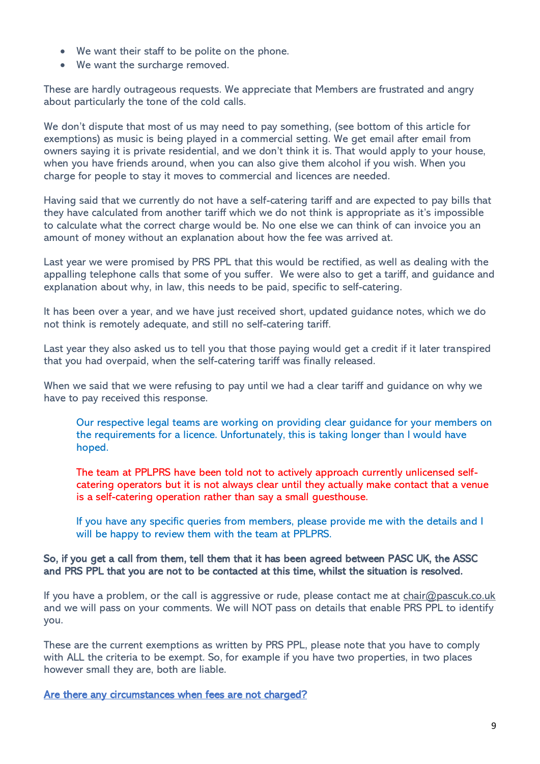- We want their staff to be polite on the phone.
- We want the surcharge removed.

These are hardly outrageous requests. We appreciate that Members are frustrated and angry about particularly the tone of the cold calls.

We don't dispute that most of us may need to pay something, (see bottom of this article for exemptions) as music is being played in a commercial setting. We get email after email from owners saying it is private residential, and we don't think it is. That would apply to your house, when you have friends around, when you can also give them alcohol if you wish. When you charge for people to stay it moves to commercial and licences are needed.

Having said that we currently do not have a self-catering tariff and are expected to pay bills that they have calculated from another tariff which we do not think is appropriate as it's impossible to calculate what the correct charge would be. No one else we can think of can invoice you an amount of money without an explanation about how the fee was arrived at.

Last year we were promised by PRS PPL that this would be rectified, as well as dealing with the appalling telephone calls that some of you suffer. We were also to get a tariff, and guidance and explanation about why, in law, this needs to be paid, specific to self-catering.

It has been over a year, and we have just received short, updated guidance notes, which we do not think is remotely adequate, and still no self-catering tariff.

Last year they also asked us to tell you that those paying would get a credit if it later transpired that you had overpaid, when the self-catering tariff was finally released.

When we said that we were refusing to pay until we had a clear tariff and guidance on why we have to pay received this response.

> Our respective legal teams are working on providing clear guidance for your members on the requirements for a licence. Unfortunately, this is taking longer than I would have hoped.
>
> The team at PPLPRS have been told not to actively approach currently unlicensed self-catering operators but it is not always clear until they actually make contact that a venue is a self-catering operation rather than say a small guesthouse.
>
> If you have any specific queries from members, please provide me with the details and I will be happy to review them with the team at PPLPRS.

**So, if you get a call from them, tell them that it has been agreed between PASC UK, the ASSC and PRS PPL that you are not to be contacted at this time, whilst the situation is resolved.**

If you have a problem, or the call is aggressive or rude, please contact me at chair@pascuk.co.uk and we will pass on your comments. We will NOT pass on details that enable PRS PPL to identify you.

These are the current exemptions as written by PRS PPL, please note that you have to comply with ALL the criteria to be exempt. So, for example if you have two properties, in two places however small they are, both are liable.

**Are there any circumstances when fees are not charged?**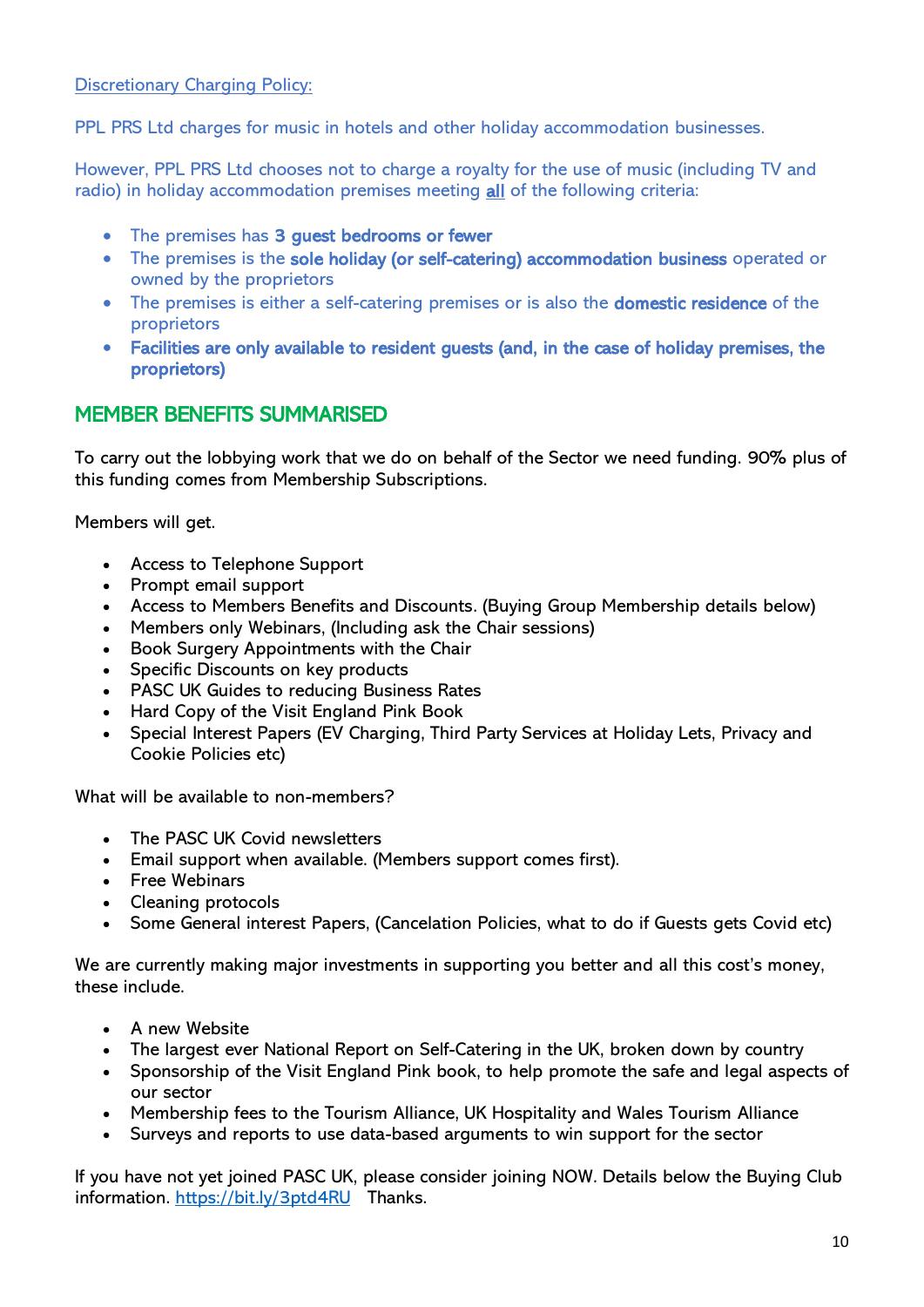Discretionary Charging Policy:

PPL PRS Ltd charges for music in hotels and other holiday accommodation businesses.

However, PPL PRS Ltd chooses not to charge a royalty for the use of music (including TV and radio) in holiday accommodation premises meeting **all** of the following criteria:

- The premises has **3 guest bedrooms or fewer**
- The premises is the **sole holiday (or self-catering) accommodation business** operated or owned by the proprietors
- The premises is either a self-catering premises or is also the **domestic residence** of the proprietors
- **Facilities are only available to resident guests (and, in the case of holiday premises, the proprietors)**

## MEMBER BENEFITS SUMMARISED

To carry out the lobbying work that we do on behalf of the Sector we need funding. 90% plus of this funding comes from Membership Subscriptions.

Members will get.

- Access to Telephone Support
- Prompt email support
- Access to Members Benefits and Discounts. (Buying Group Membership details below)
- Members only Webinars, (Including ask the Chair sessions)
- Book Surgery Appointments with the Chair
- Specific Discounts on key products
- PASC UK Guides to reducing Business Rates
- Hard Copy of the Visit England Pink Book
- Special Interest Papers (EV Charging, Third Party Services at Holiday Lets, Privacy and Cookie Policies etc)

What will be available to non-members?

- The PASC UK Covid newsletters
- Email support when available. (Members support comes first).
- Free Webinars
- Cleaning protocols
- Some General interest Papers, (Cancelation Policies, what to do if Guests gets Covid etc)

We are currently making major investments in supporting you better and all this cost's money, these include.

- A new Website
- The largest ever National Report on Self-Catering in the UK, broken down by country
- Sponsorship of the Visit England Pink book, to help promote the safe and legal aspects of our sector
- Membership fees to the Tourism Alliance, UK Hospitality and Wales Tourism Alliance
- Surveys and reports to use data-based arguments to win support for the sector

If you have not yet joined PASC UK, please consider joining NOW. Details below the Buying Club information. https://bit.ly/3ptd4RU Thanks.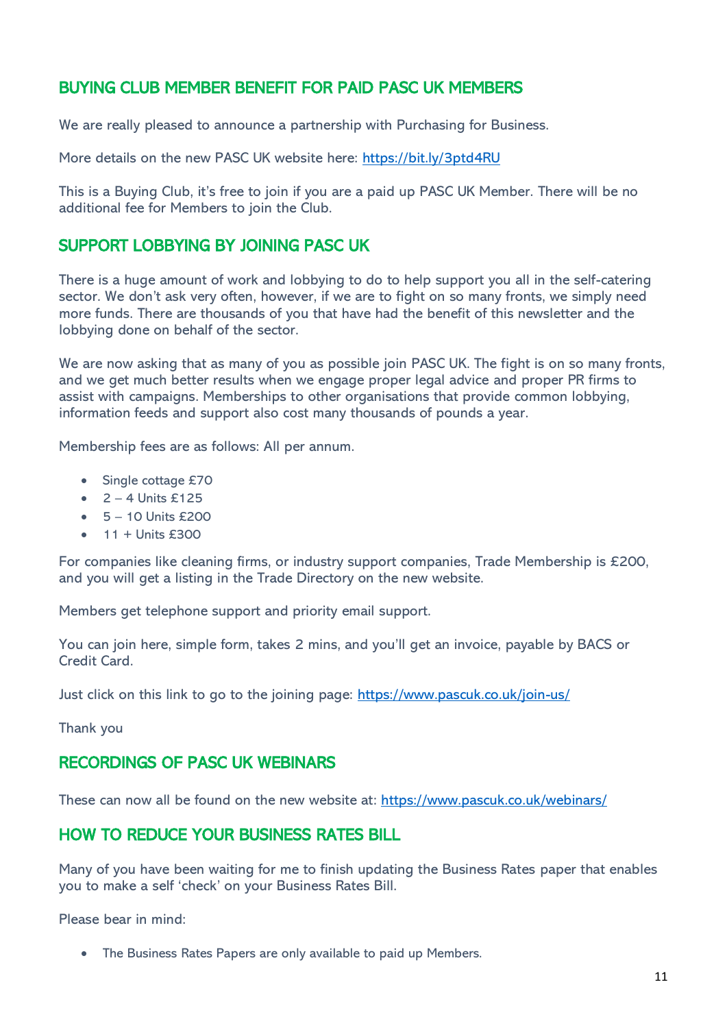## BUYING CLUB MEMBER BENEFIT FOR PAID PASC UK MEMBERS

We are really pleased to announce a partnership with Purchasing for Business.

More details on the new PASC UK website here: https://bit.ly/3ptd4RU

This is a Buying Club, it's free to join if you are a paid up PASC UK Member. There will be no additional fee for Members to join the Club.

## SUPPORT LOBBYING BY JOINING PASC UK

There is a huge amount of work and lobbying to do to help support you all in the self-catering sector. We don't ask very often, however, if we are to fight on so many fronts, we simply need more funds. There are thousands of you that have had the benefit of this newsletter and the lobbying done on behalf of the sector.

We are now asking that as many of you as possible join PASC UK. The fight is on so many fronts, and we get much better results when we engage proper legal advice and proper PR firms to assist with campaigns. Memberships to other organisations that provide common lobbying, information feeds and support also cost many thousands of pounds a year.

Membership fees are as follows: All per annum.

- Single cottage £70
- 2 – 4 Units £125
- 5 – 10 Units £200
- 11 + Units £300

For companies like cleaning firms, or industry support companies, Trade Membership is £200, and you will get a listing in the Trade Directory on the new website.

Members get telephone support and priority email support.

You can join here, simple form, takes 2 mins, and you'll get an invoice, payable by BACS or Credit Card.

Just click on this link to go to the joining page: https://www.pascuk.co.uk/join-us/

Thank you

## RECORDINGS OF PASC UK WEBINARS

These can now all be found on the new website at: https://www.pascuk.co.uk/webinars/

## HOW TO REDUCE YOUR BUSINESS RATES BILL

Many of you have been waiting for me to finish updating the Business Rates paper that enables you to make a self 'check' on your Business Rates Bill.

Please bear in mind:

- The Business Rates Papers are only available to paid up Members.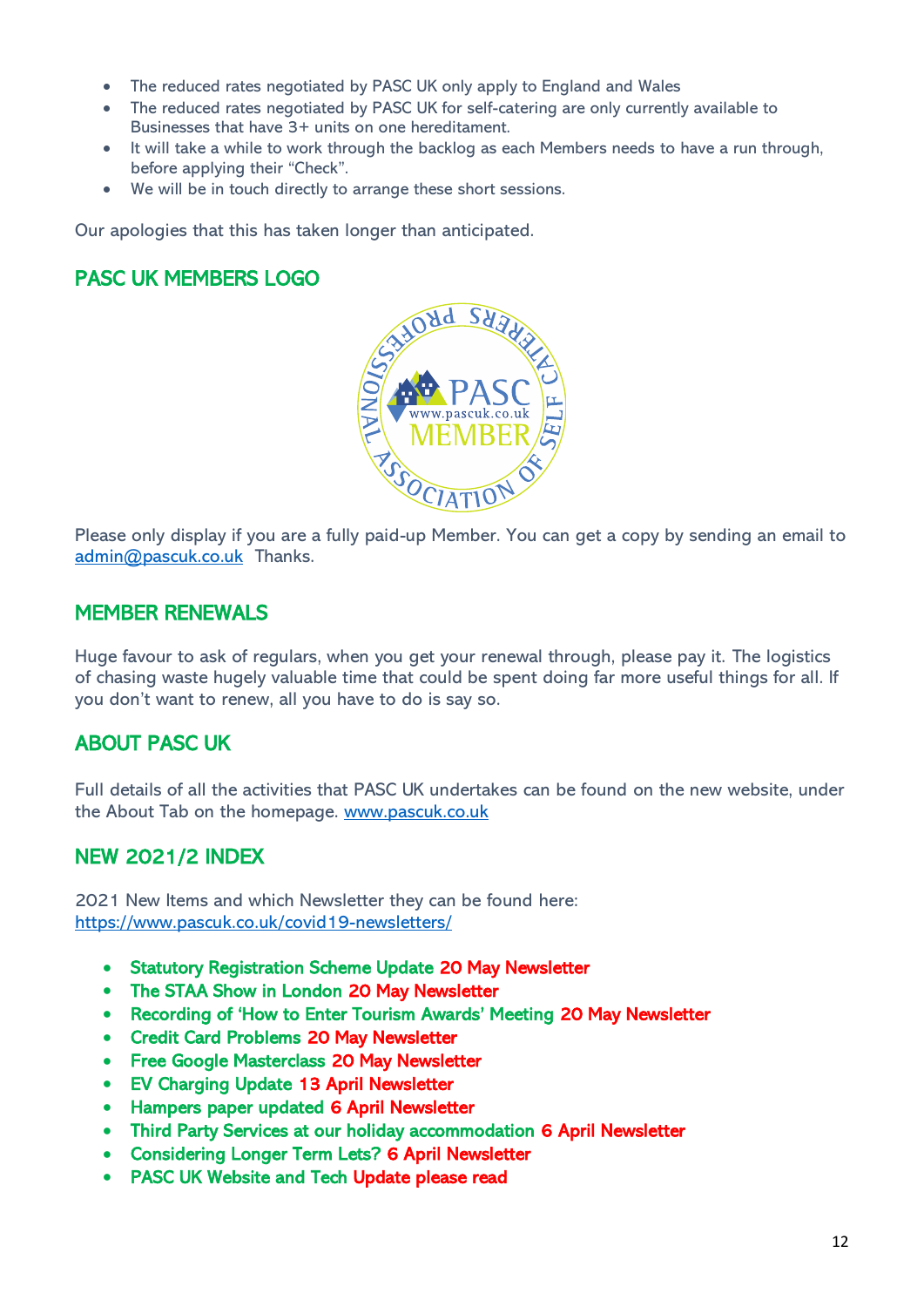- The reduced rates negotiated by PASC UK only apply to England and Wales
- The reduced rates negotiated by PASC UK for self-catering are only currently available to Businesses that have 3+ units on one hereditament.
- It will take a while to work through the backlog as each Members needs to have a run through, before applying their “Check”.
- We will be in touch directly to arrange these short sessions.

Our apologies that this has taken longer than anticipated.

## PASC UK MEMBERS LOGO

Please only display if you are a fully paid-up Member. You can get a copy by sending an email to admin@pascuk.co.uk Thanks.

## MEMBER RENEWALS

Huge favour to ask of regulars, when you get your renewal through, please pay it. The logistics of chasing waste hugely valuable time that could be spent doing far more useful things for all. If you don’t want to renew, all you have to do is say so.

## ABOUT PASC UK

Full details of all the activities that PASC UK undertakes can be found on the new website, under the About Tab on the homepage. www.pascuk.co.uk

## NEW 2021/2 INDEX

2021 New Items and which Newsletter they can be found here:
https://www.pascuk.co.uk/covid19-newsletters/

- Statutory Registration Scheme Update 20 May Newsletter
- The STAA Show in London 20 May Newsletter
- Recording of ‘How to Enter Tourism Awards’ Meeting 20 May Newsletter
- Credit Card Problems 20 May Newsletter
- Free Google Masterclass 20 May Newsletter
- EV Charging Update 13 April Newsletter
- Hampers paper updated 6 April Newsletter
- Third Party Services at our holiday accommodation 6 April Newsletter
- Considering Longer Term Lets? 6 April Newsletter
- PASC UK Website and Tech Update please read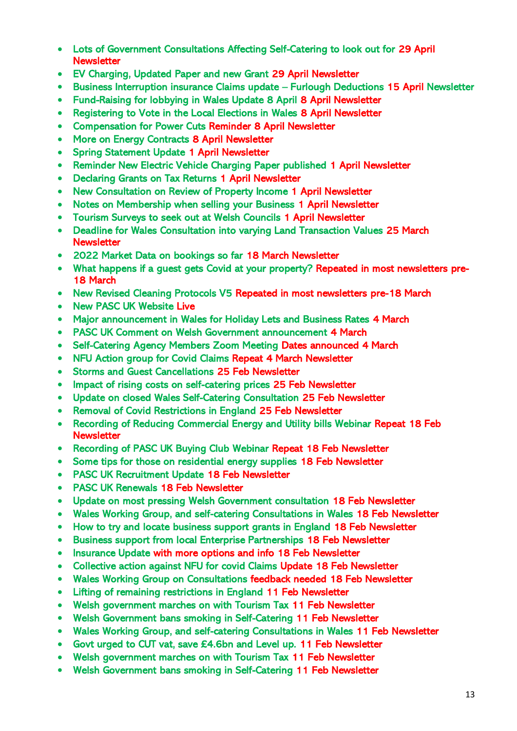- Lots of Government Consultations Affecting Self-Catering to look out for 29 April Newsletter
- EV Charging, Updated Paper and new Grant 29 April Newsletter
- Business Interruption insurance Claims update – Furlough Deductions 15 April Newsletter
- Fund-Raising for lobbying in Wales Update 8 April 8 April Newsletter
- Registering to Vote in the Local Elections in Wales 8 April Newsletter
- Compensation for Power Cuts Reminder 8 April Newsletter
- More on Energy Contracts 8 April Newsletter
- Spring Statement Update 1 April Newsletter
- Reminder New Electric Vehicle Charging Paper published 1 April Newsletter
- Declaring Grants on Tax Returns 1 April Newsletter
- New Consultation on Review of Property Income 1 April Newsletter
- Notes on Membership when selling your Business 1 April Newsletter
- Tourism Surveys to seek out at Welsh Councils 1 April Newsletter
- Deadline for Wales Consultation into varying Land Transaction Values 25 March Newsletter
- 2022 Market Data on bookings so far 18 March Newsletter
- What happens if a guest gets Covid at your property? Repeated in most newsletters pre-18 March
- New Revised Cleaning Protocols V5 Repeated in most newsletters pre-18 March
- New PASC UK Website Live
- Major announcement in Wales for Holiday Lets and Business Rates 4 March
- PASC UK Comment on Welsh Government announcement 4 March
- Self-Catering Agency Members Zoom Meeting Dates announced 4 March
- NFU Action group for Covid Claims Repeat 4 March Newsletter
- Storms and Guest Cancellations 25 Feb Newsletter
- Impact of rising costs on self-catering prices 25 Feb Newsletter
- Update on closed Wales Self-Catering Consultation 25 Feb Newsletter
- Removal of Covid Restrictions in England 25 Feb Newsletter
- Recording of Reducing Commercial Energy and Utility bills Webinar Repeat 18 Feb Newsletter
- Recording of PASC UK Buying Club Webinar Repeat 18 Feb Newsletter
- Some tips for those on residential energy supplies 18 Feb Newsletter
- PASC UK Recruitment Update 18 Feb Newsletter
- PASC UK Renewals 18 Feb Newsletter
- Update on most pressing Welsh Government consultation 18 Feb Newsletter
- Wales Working Group, and self-catering Consultations in Wales 18 Feb Newsletter
- How to try and locate business support grants in England 18 Feb Newsletter
- Business support from local Enterprise Partnerships 18 Feb Newsletter
- Insurance Update with more options and info 18 Feb Newsletter
- Collective action against NFU for covid Claims Update 18 Feb Newsletter
- Wales Working Group on Consultations feedback needed 18 Feb Newsletter
- Lifting of remaining restrictions in England 11 Feb Newsletter
- Welsh government marches on with Tourism Tax 11 Feb Newsletter
- Welsh Government bans smoking in Self-Catering 11 Feb Newsletter
- Wales Working Group, and self-catering Consultations in Wales 11 Feb Newsletter
- Govt urged to CUT vat, save £4.6bn and Level up. 11 Feb Newsletter
- Welsh government marches on with Tourism Tax 11 Feb Newsletter
- Welsh Government bans smoking in Self-Catering 11 Feb Newsletter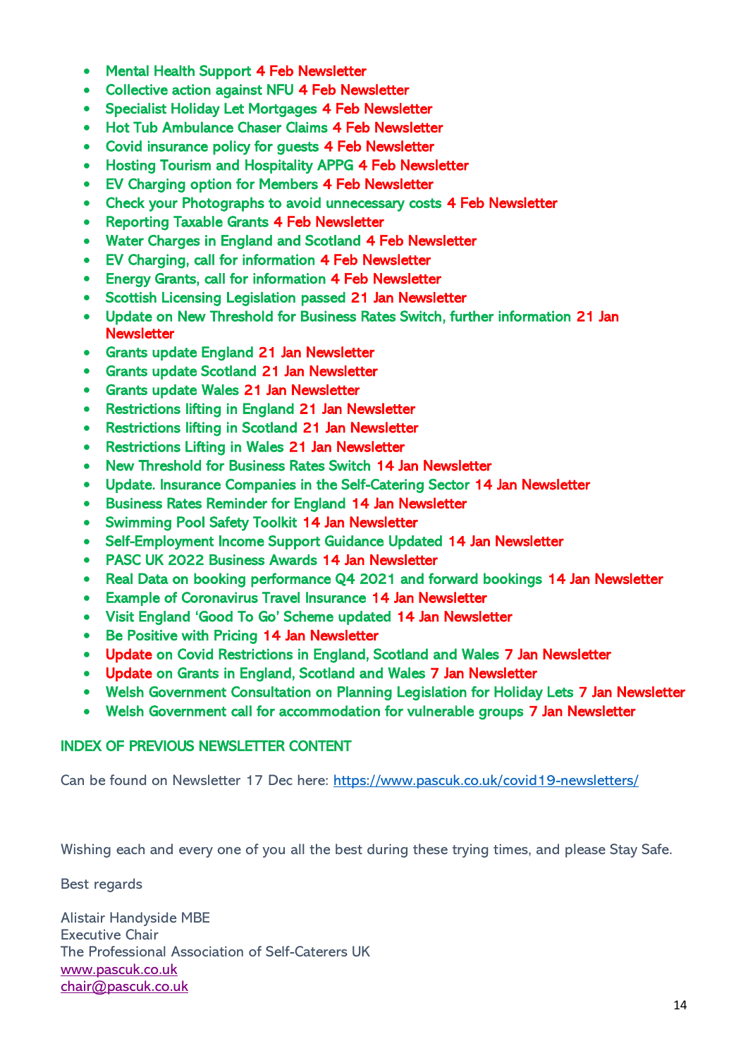- Mental Health Support 4 Feb Newsletter
- Collective action against NFU 4 Feb Newsletter
- Specialist Holiday Let Mortgages 4 Feb Newsletter
- Hot Tub Ambulance Chaser Claims 4 Feb Newsletter
- Covid insurance policy for guests 4 Feb Newsletter
- Hosting Tourism and Hospitality APPG 4 Feb Newsletter
- EV Charging option for Members 4 Feb Newsletter
- Check your Photographs to avoid unnecessary costs 4 Feb Newsletter
- Reporting Taxable Grants 4 Feb Newsletter
- Water Charges in England and Scotland 4 Feb Newsletter
- EV Charging, call for information 4 Feb Newsletter
- Energy Grants, call for information 4 Feb Newsletter
- Scottish Licensing Legislation passed 21 Jan Newsletter
- Update on New Threshold for Business Rates Switch, further information 21 Jan Newsletter
- Grants update England 21 Jan Newsletter
- Grants update Scotland 21 Jan Newsletter
- Grants update Wales 21 Jan Newsletter
- Restrictions lifting in England 21 Jan Newsletter
- Restrictions lifting in Scotland 21 Jan Newsletter
- Restrictions Lifting in Wales 21 Jan Newsletter
- New Threshold for Business Rates Switch 14 Jan Newsletter
- Update. Insurance Companies in the Self-Catering Sector 14 Jan Newsletter
- Business Rates Reminder for England 14 Jan Newsletter
- Swimming Pool Safety Toolkit 14 Jan Newsletter
- Self-Employment Income Support Guidance Updated 14 Jan Newsletter
- PASC UK 2022 Business Awards 14 Jan Newsletter
- Real Data on booking performance Q4 2021 and forward bookings 14 Jan Newsletter
- Example of Coronavirus Travel Insurance 14 Jan Newsletter
- Visit England 'Good To Go' Scheme updated 14 Jan Newsletter
- Be Positive with Pricing 14 Jan Newsletter
- Update on Covid Restrictions in England, Scotland and Wales 7 Jan Newsletter
- Update on Grants in England, Scotland and Wales 7 Jan Newsletter
- Welsh Government Consultation on Planning Legislation for Holiday Lets 7 Jan Newsletter
- Welsh Government call for accommodation for vulnerable groups 7 Jan Newsletter

INDEX OF PREVIOUS NEWSLETTER CONTENT

Can be found on Newsletter 17 Dec here: https://www.pascuk.co.uk/covid19-newsletters/

Wishing each and every one of you all the best during these trying times, and please Stay Safe.

Best regards

Alistair Handyside MBE
Executive Chair
The Professional Association of Self-Caterers UK
www.pascuk.co.uk
chair@pascuk.co.uk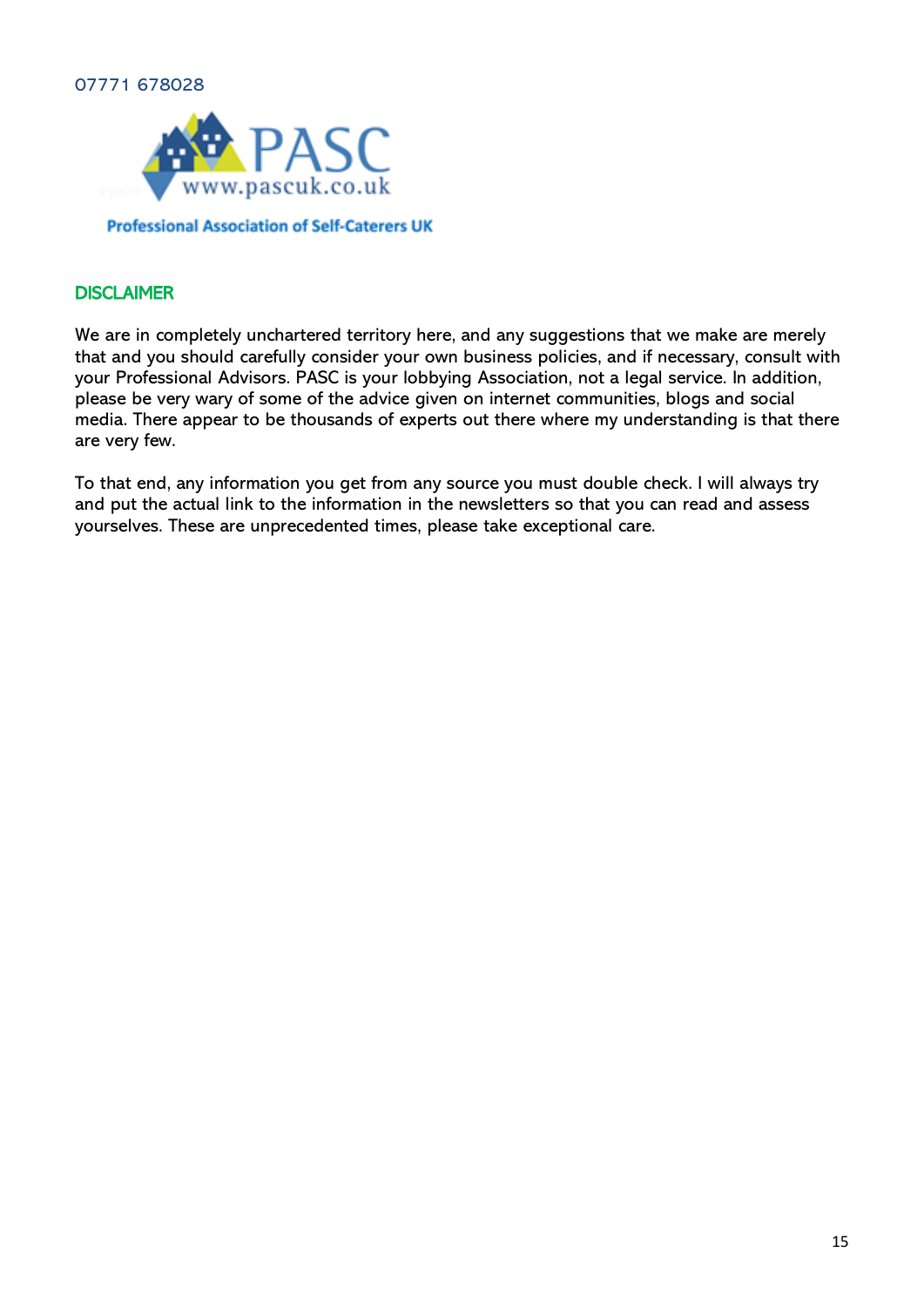07771 678028

PASC
www.pascuk.co.uk

Professional Association of Self-Caterers UK

## DISCLAIMER

We are in completely unchartered territory here, and any suggestions that we make are merely that and you should carefully consider your own business policies, and if necessary, consult with your Professional Advisors. PASC is your lobbying Association, not a legal service. In addition, please be very wary of some of the advice given on internet communities, blogs and social media. There appear to be thousands of experts out there where my understanding is that there are very few.

To that end, any information you get from any source you must double check. I will always try and put the actual link to the information in the newsletters so that you can read and assess yourselves. These are unprecedented times, please take exceptional care.